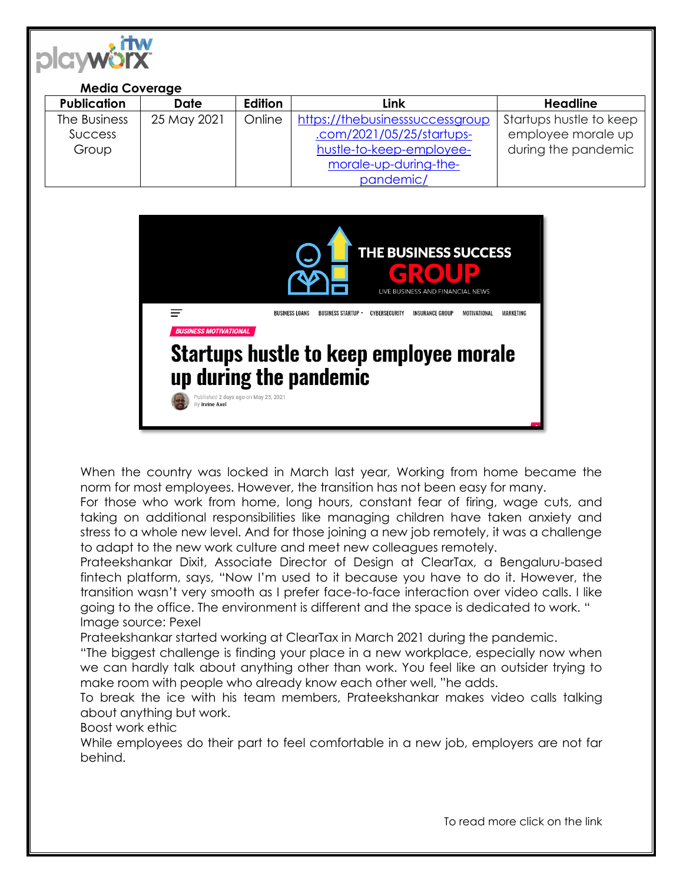**Media Coverage**

| Publication | Date | Edition | Link | Headline |
|---|---|---|---|---|
| The Business Success Group | 25 May 2021 | Online | https://thebusinesssuccessgroup.com/2021/05/25/startups-hustle-to-keep-employee-morale-up-during-the-pandemic/ | Startups hustle to keep employee morale up during the pandemic |

When the country was locked in March last year, Working from home became the norm for most employees. However, the transition has not been easy for many.

For those who work from home, long hours, constant fear of firing, wage cuts, and taking on additional responsibilities like managing children have taken anxiety and stress to a whole new level. And for those joining a new job remotely, it was a challenge to adapt to the new work culture and meet new colleagues remotely.

Prateekshankar Dixit, Associate Director of Design at ClearTax, a Bengaluru-based fintech platform, says, "Now I'm used to it because you have to do it. However, the transition wasn't very smooth as I prefer face-to-face interaction over video calls. I like going to the office. The environment is different and the space is dedicated to work. "

Image source: Pexel

Prateekshankar started working at ClearTax in March 2021 during the pandemic.

"The biggest challenge is finding your place in a new workplace, especially now when we can hardly talk about anything other than work. You feel like an outsider trying to make room with people who already know each other well, "he adds.

To break the ice with his team members, Prateekshankar makes video calls talking about anything but work.

Boost work ethic

While employees do their part to feel comfortable in a new job, employers are not far behind.

To read more click on the link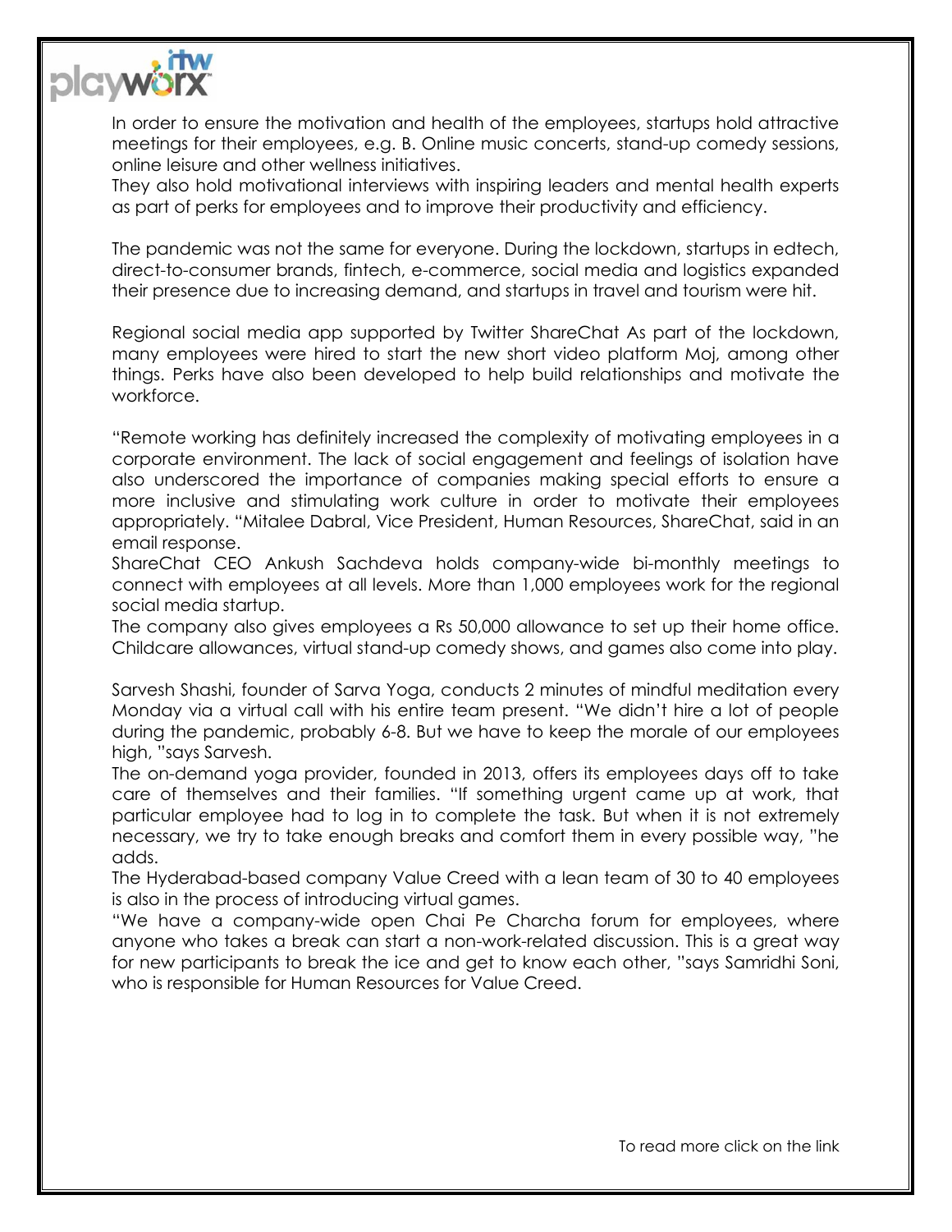In order to ensure the motivation and health of the employees, startups hold attractive meetings for their employees, e.g. B. Online music concerts, stand-up comedy sessions, online leisure and other wellness initiatives.
They also hold motivational interviews with inspiring leaders and mental health experts as part of perks for employees and to improve their productivity and efficiency.

The pandemic was not the same for everyone. During the lockdown, startups in edtech, direct-to-consumer brands, fintech, e-commerce, social media and logistics expanded their presence due to increasing demand, and startups in travel and tourism were hit.

Regional social media app supported by Twitter ShareChat As part of the lockdown, many employees were hired to start the new short video platform Moj, among other things. Perks have also been developed to help build relationships and motivate the workforce.

"Remote working has definitely increased the complexity of motivating employees in a corporate environment. The lack of social engagement and feelings of isolation have also underscored the importance of companies making special efforts to ensure a more inclusive and stimulating work culture in order to motivate their employees appropriately. "Mitalee Dabral, Vice President, Human Resources, ShareChat, said in an email response.
ShareChat CEO Ankush Sachdeva holds company-wide bi-monthly meetings to connect with employees at all levels. More than 1,000 employees work for the regional social media startup.
The company also gives employees a Rs 50,000 allowance to set up their home office. Childcare allowances, virtual stand-up comedy shows, and games also come into play.

Sarvesh Shashi, founder of Sarva Yoga, conducts 2 minutes of mindful meditation every Monday via a virtual call with his entire team present. "We didn't hire a lot of people during the pandemic, probably 6-8. But we have to keep the morale of our employees high, "says Sarvesh.
The on-demand yoga provider, founded in 2013, offers its employees days off to take care of themselves and their families. "If something urgent came up at work, that particular employee had to log in to complete the task. But when it is not extremely necessary, we try to take enough breaks and comfort them in every possible way, "he adds.
The Hyderabad-based company Value Creed with a lean team of 30 to 40 employees is also in the process of introducing virtual games.
"We have a company-wide open Chai Pe Charcha forum for employees, where anyone who takes a break can start a non-work-related discussion. This is a great way for new participants to break the ice and get to know each other, "says Samridhi Soni, who is responsible for Human Resources for Value Creed.

To read more click on the link